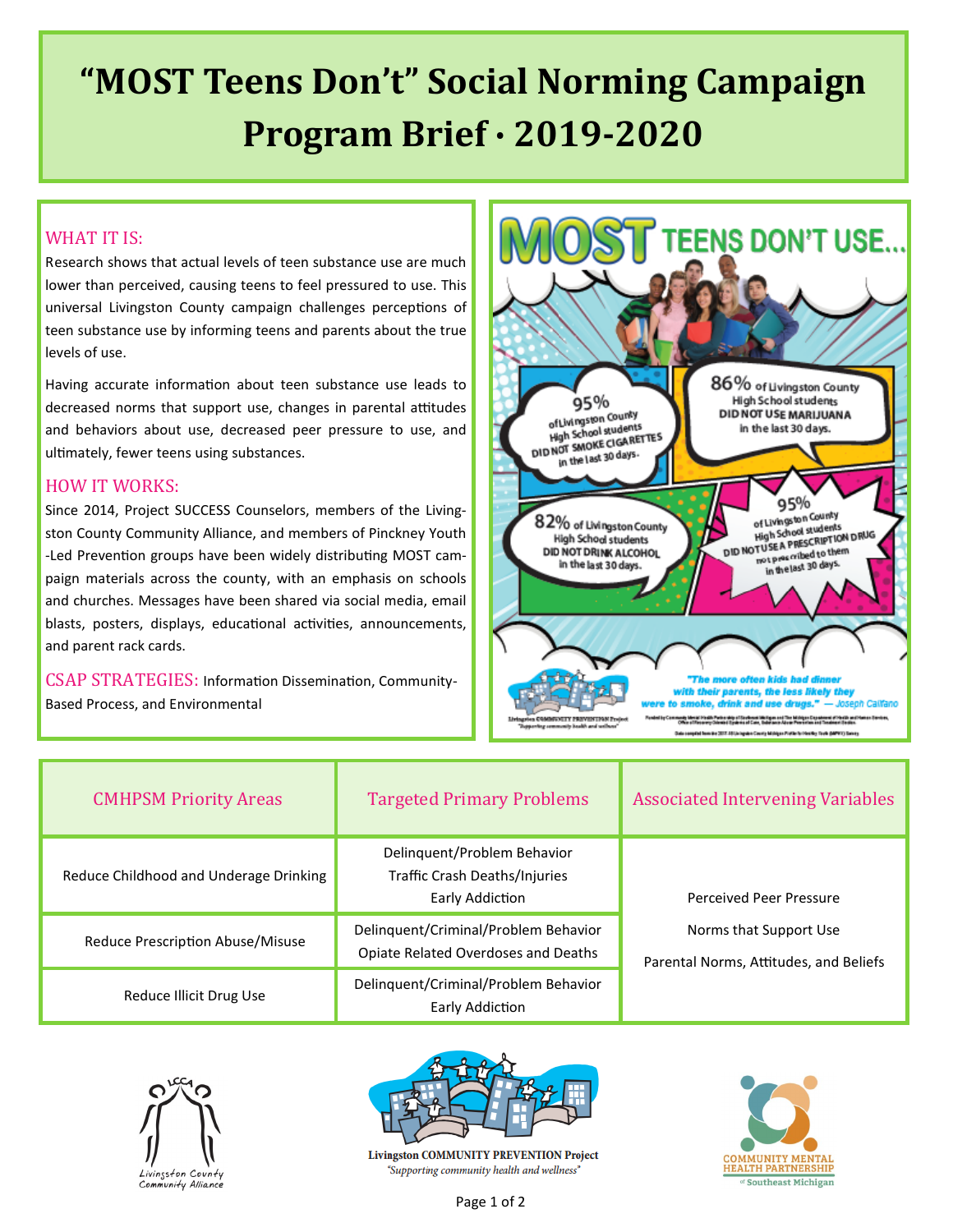# "MOST Teens Don't" Social Norming Campaign Program Brief · 2019-2020

## WHAT IT IS:

Research shows that actual levels of teen substance use are much lower than perceived, causing teens to feel pressured to use. This universal Livingston County campaign challenges perceptions of teen substance use by informing teens and parents about the true levels of use.

Having accurate information about teen substance use leads to decreased norms that support use, changes in parental attitudes and behaviors about use, decreased peer pressure to use, and ultimately, fewer teens using substances.

## HOW IT WORKS:

Since 2014, Project SUCCESS Counselors, members of the Livingston County Community Alliance, and members of Pinckney Youth-Led Prevention groups have been widely distributing MOST campaign materials across the county, with an emphasis on schools and churches. Messages have been shared via social media, email blasts, posters, displays, educational activities, announcements, and parent rack cards.

## CSAP STRATEGIES:

Information Dissemination, Community-Based Process, and Environmental

| CMHPSM Priority Areas | Targeted Primary Problems | Associated Intervening Variables |
|---|---|---|
| Reduce Childhood and Underage Drinking | Delinquent/Problem Behavior<br>Traffic Crash Deaths/Injuries<br>Early Addiction | Perceived Peer Pressure<br>Norms that Support Use<br>Parental Norms, Attitudes, and Beliefs |
| Reduce Prescription Abuse/Misuse | Delinquent/Criminal/Problem Behavior<br>Opiate Related Overdoses and Deaths | |
| Reduce Illicit Drug Use | Delinquent/Criminal/Problem Behavior<br>Early Addiction | |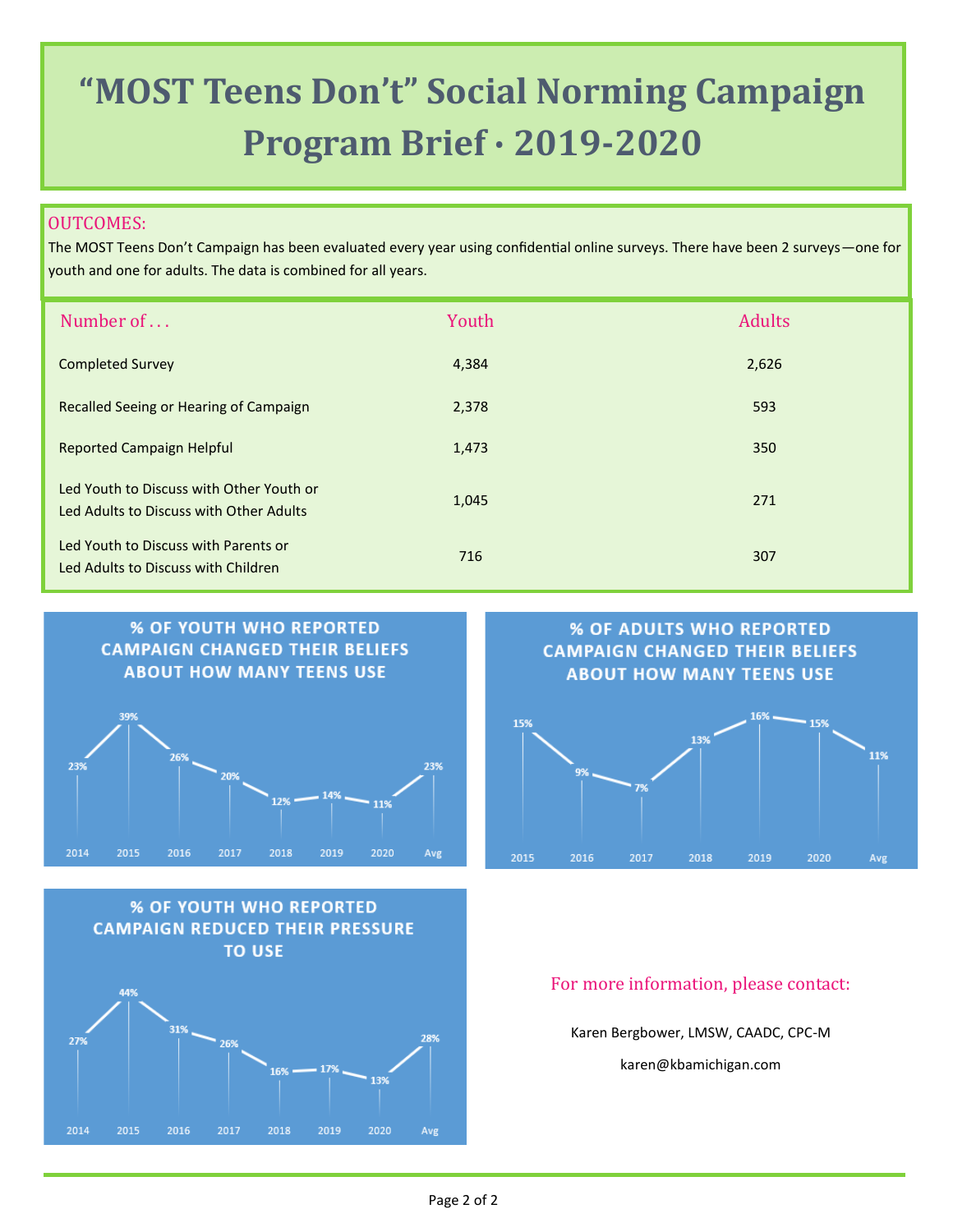# "MOST Teens Don't" Social Norming Campaign Program Brief · 2019-2020

## OUTCOMES:

The MOST Teens Don't Campaign has been evaluated every year using confidential online surveys. There have been 2 surveys—one for youth and one for adults. The data is combined for all years.

| Number of . . . | Youth | Adults |
|---|---|---|
| Completed Survey | 4,384 | 2,626 |
| Recalled Seeing or Hearing of Campaign | 2,378 | 593 |
| Reported Campaign Helpful | 1,473 | 350 |
| Led Youth to Discuss with Other Youth or Led Adults to Discuss with Other Adults | 1,045 | 271 |
| Led Youth to Discuss with Parents or Led Adults to Discuss with Children | 716 | 307 |

**% OF YOUTH WHO REPORTED CAMPAIGN CHANGED THEIR BELIEFS ABOUT HOW MANY TEENS USE**

23% 39% 26% 20% 12% 14% 11% 23%

2014 2015 2016 2017 2018 2019 2020 Avg

**% OF ADULTS WHO REPORTED CAMPAIGN CHANGED THEIR BELIEFS ABOUT HOW MANY TEENS USE**

15% 9% 7% 13% 16% 15% 11%

2015 2016 2017 2018 2019 2020 Avg

**% OF YOUTH WHO REPORTED CAMPAIGN REDUCED THEIR PRESSURE TO USE**

27% 44% 31% 26% 16% 17% 13% 28%

2014 2015 2016 2017 2018 2019 2020 Avg

For more information, please contact:

Karen Bergbower, LMSW, CAADC, CPC-M

karen@kbamichigan.com